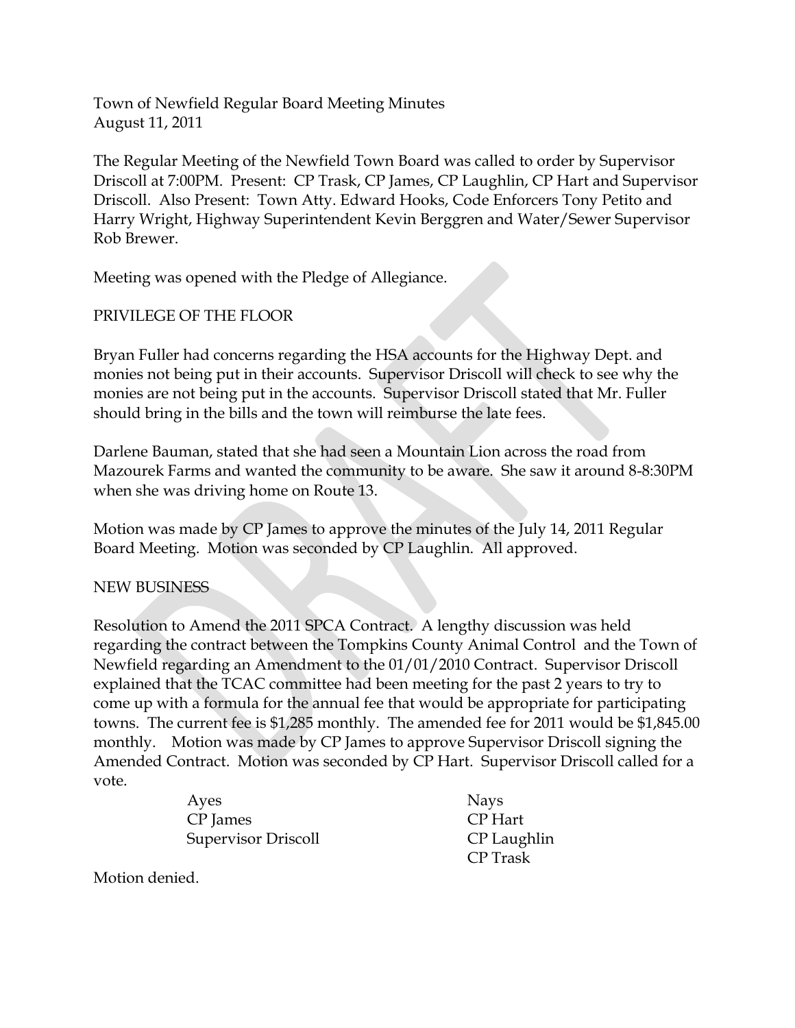Town of Newfield Regular Board Meeting Minutes
August 11, 2011

The Regular Meeting of the Newfield Town Board was called to order by Supervisor Driscoll at 7:00PM. Present: CP Trask, CP James, CP Laughlin, CP Hart and Supervisor Driscoll. Also Present: Town Atty. Edward Hooks, Code Enforcers Tony Petito and Harry Wright, Highway Superintendent Kevin Berggren and Water/Sewer Supervisor Rob Brewer.

Meeting was opened with the Pledge of Allegiance.

PRIVILEGE OF THE FLOOR

Bryan Fuller had concerns regarding the HSA accounts for the Highway Dept. and monies not being put in their accounts. Supervisor Driscoll will check to see why the monies are not being put in the accounts. Supervisor Driscoll stated that Mr. Fuller should bring in the bills and the town will reimburse the late fees.

Darlene Bauman, stated that she had seen a Mountain Lion across the road from Mazourek Farms and wanted the community to be aware. She saw it around 8-8:30PM when she was driving home on Route 13.

Motion was made by CP James to approve the minutes of the July 14, 2011 Regular Board Meeting. Motion was seconded by CP Laughlin. All approved.

NEW BUSINESS

Resolution to Amend the 2011 SPCA Contract. A lengthy discussion was held regarding the contract between the Tompkins County Animal Control and the Town of Newfield regarding an Amendment to the 01/01/2010 Contract. Supervisor Driscoll explained that the TCAC committee had been meeting for the past 2 years to try to come up with a formula for the annual fee that would be appropriate for participating towns. The current fee is $1,285 monthly. The amended fee for 2011 would be $1,845.00 monthly. Motion was made by CP James to approve Supervisor Driscoll signing the Amended Contract. Motion was seconded by CP Hart. Supervisor Driscoll called for a vote.

| Ayes | Nays |
|---|---|
| CP James | CP Hart |
| Supervisor Driscoll | CP Laughlin |
| | CP Trask |

Motion denied.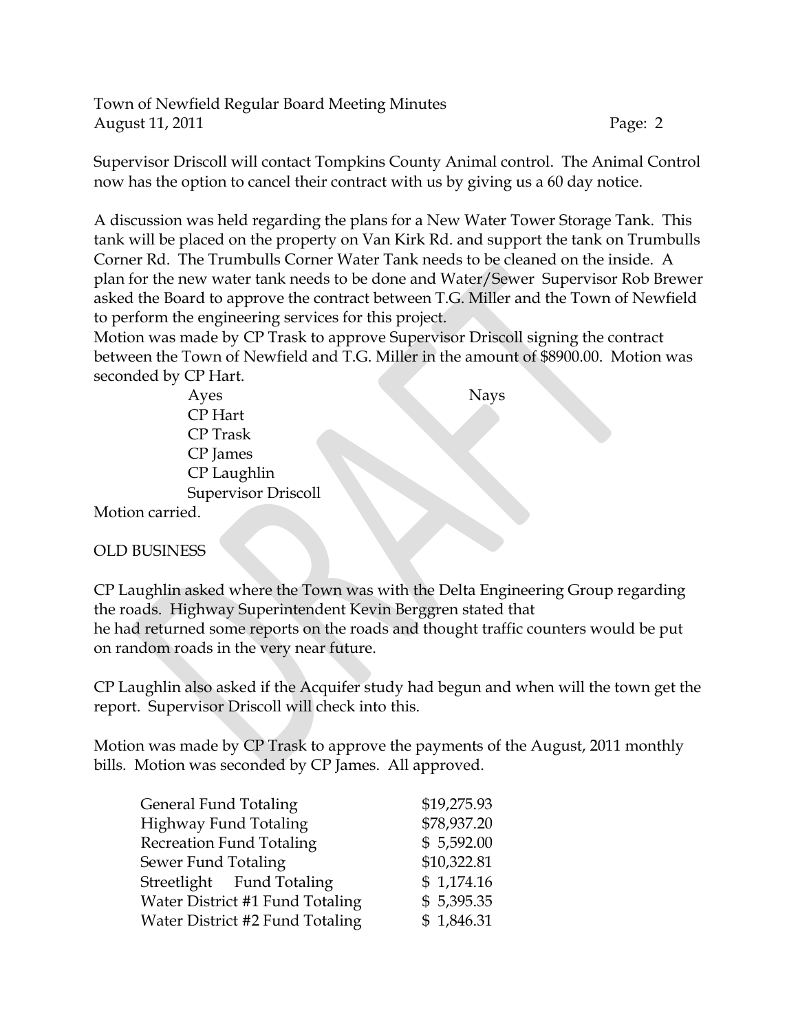Supervisor Driscoll will contact Tompkins County Animal control. The Animal Control now has the option to cancel their contract with us by giving us a 60 day notice.

A discussion was held regarding the plans for a New Water Tower Storage Tank. This tank will be placed on the property on Van Kirk Rd. and support the tank on Trumbulls Corner Rd. The Trumbulls Corner Water Tank needs to be cleaned on the inside. A plan for the new water tank needs to be done and Water/Sewer Supervisor Rob Brewer asked the Board to approve the contract between T.G. Miller and the Town of Newfield to perform the engineering services for this project.

Motion was made by CP Trask to approve Supervisor Driscoll signing the contract between the Town of Newfield and T.G. Miller in the amount of $8900.00. Motion was seconded by CP Hart.

| Ayes | Nays |
|---|---|
| CP Hart | |
| CP Trask | |
| CP James | |
| CP Laughlin | |
| Supervisor Driscoll | |

Motion carried.

OLD BUSINESS

CP Laughlin asked where the Town was with the Delta Engineering Group regarding the roads. Highway Superintendent Kevin Berggren stated that he had returned some reports on the roads and thought traffic counters would be put on random roads in the very near future.

CP Laughlin also asked if the Acquifer study had begun and when will the town get the report. Supervisor Driscoll will check into this.

Motion was made by CP Trask to approve the payments of the August, 2011 monthly bills. Motion was seconded by CP James. All approved.

| | |
|---|---|
| General Fund Totaling | $19,275.93 |
| Highway Fund Totaling | $78,937.20 |
| Recreation Fund Totaling | $ 5,592.00 |
| Sewer Fund Totaling | $10,322.81 |
| Streetlight Fund Totaling | $ 1,174.16 |
| Water District #1 Fund Totaling | $ 5,395.35 |
| Water District #2 Fund Totaling | $ 1,846.31 |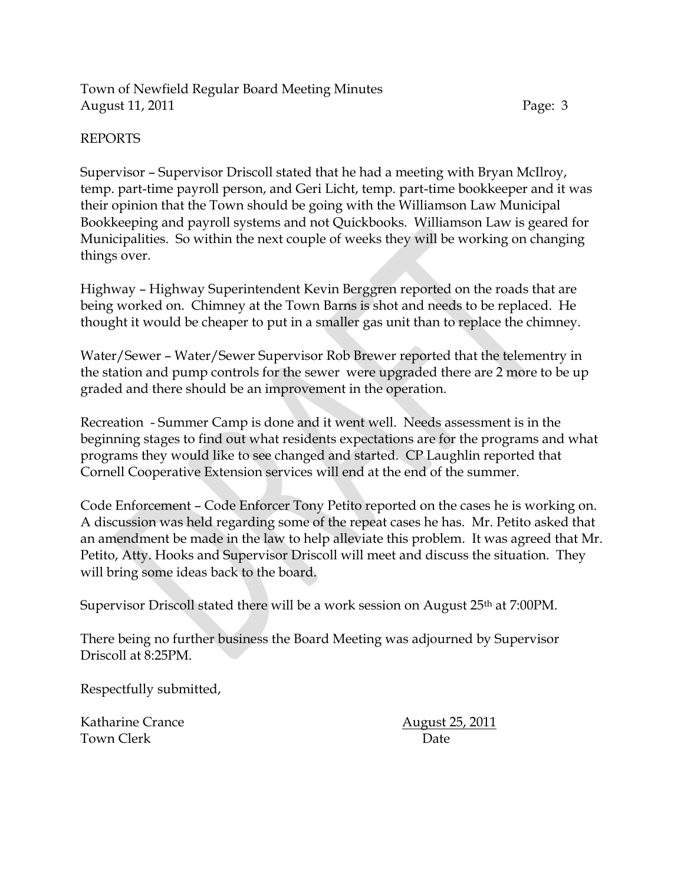## REPORTS

Supervisor – Supervisor Driscoll stated that he had a meeting with Bryan McIlroy, temp. part-time payroll person, and Geri Licht, temp. part-time bookkeeper and it was their opinion that the Town should be going with the Williamson Law Municipal Bookkeeping and payroll systems and not Quickbooks. Williamson Law is geared for Municipalities. So within the next couple of weeks they will be working on changing things over.

Highway – Highway Superintendent Kevin Berggren reported on the roads that are being worked on. Chimney at the Town Barns is shot and needs to be replaced. He thought it would be cheaper to put in a smaller gas unit than to replace the chimney.

Water/Sewer – Water/Sewer Supervisor Rob Brewer reported that the telementry in the station and pump controls for the sewer were upgraded there are 2 more to be up graded and there should be an improvement in the operation.

Recreation - Summer Camp is done and it went well. Needs assessment is in the beginning stages to find out what residents expectations are for the programs and what programs they would like to see changed and started. CP Laughlin reported that Cornell Cooperative Extension services will end at the end of the summer.

Code Enforcement – Code Enforcer Tony Petito reported on the cases he is working on. A discussion was held regarding some of the repeat cases he has. Mr. Petito asked that an amendment be made in the law to help alleviate this problem. It was agreed that Mr. Petito, Atty. Hooks and Supervisor Driscoll will meet and discuss the situation. They will bring some ideas back to the board.

Supervisor Driscoll stated there will be a work session on August 25th at 7:00PM.

There being no further business the Board Meeting was adjourned by Supervisor Driscoll at 8:25PM.

Respectfully submitted,

Katharine Crance — August 25, 2011
Town Clerk — Date